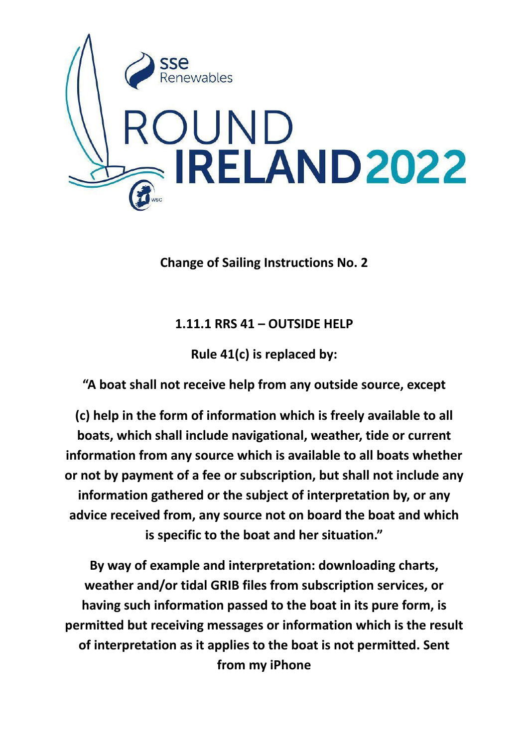sse Renewables

# ROUND IRELAND 2022

**Change of Sailing Instructions No. 2**

**1.11.1 RRS 41 – OUTSIDE HELP**

**Rule 41(c) is replaced by:**

**"A boat shall not receive help from any outside source, except**

**(c) help in the form of information which is freely available to all boats, which shall include navigational, weather, tide or current information from any source which is available to all boats whether or not by payment of a fee or subscription, but shall not include any information gathered or the subject of interpretation by, or any advice received from, any source not on board the boat and which is specific to the boat and her situation."**

**By way of example and interpretation: downloading charts, weather and/or tidal GRIB files from subscription services, or having such information passed to the boat in its pure form, is permitted but receiving messages or information which is the result of interpretation as it applies to the boat is not permitted. Sent from my iPhone**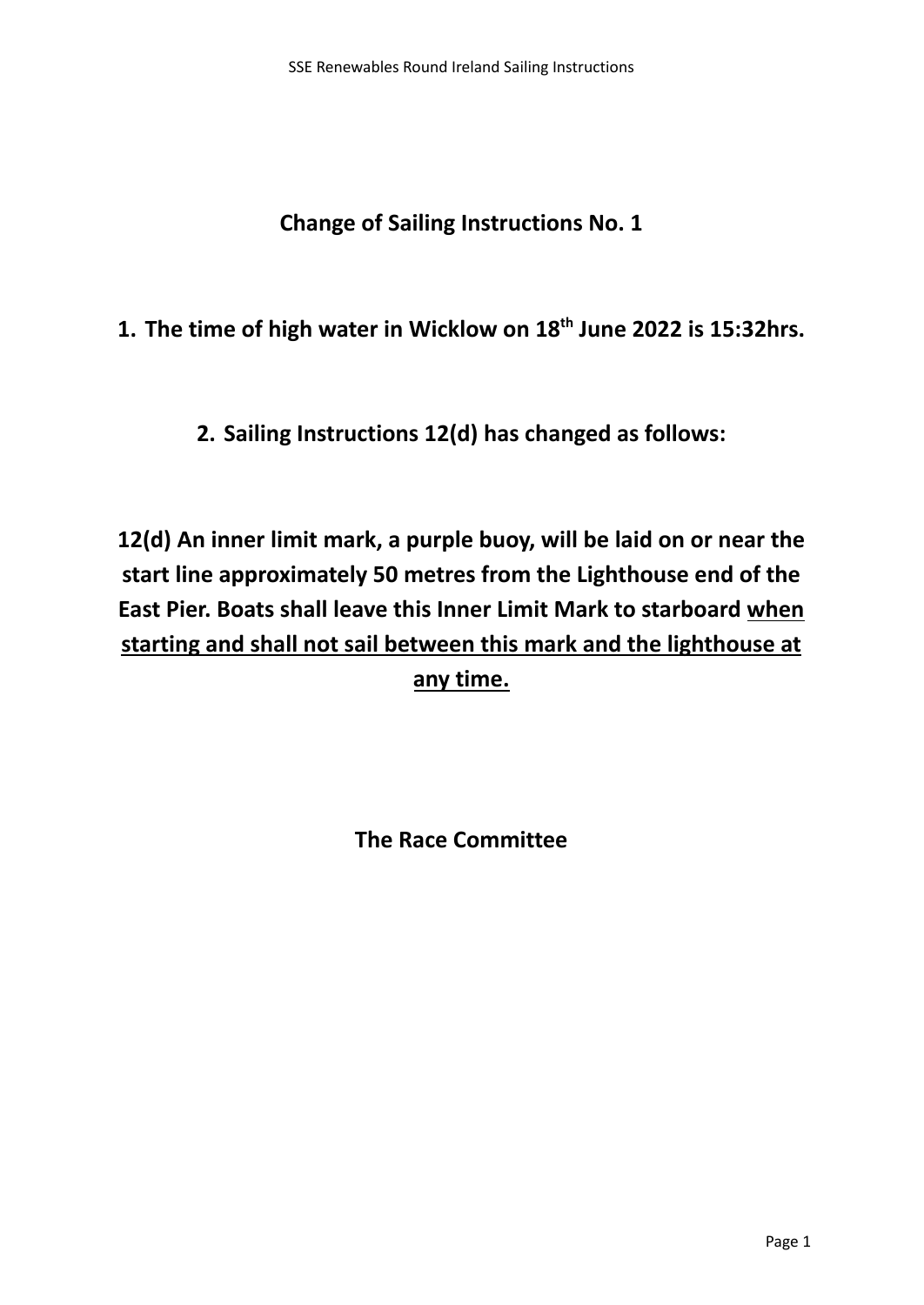# Change of Sailing Instructions No. 1

1. **The time of high water in Wicklow on 18th June 2022 is 15:32hrs.**

2. **Sailing Instructions 12(d) has changed as follows:**

**12(d) An inner limit mark, a purple buoy, will be laid on or near the start line approximately 50 metres from the Lighthouse end of the East Pier. Boats shall leave this Inner Limit Mark to starboard <u>when starting and shall not sail between this mark and the lighthouse at any time.</u>**

**The Race Committee**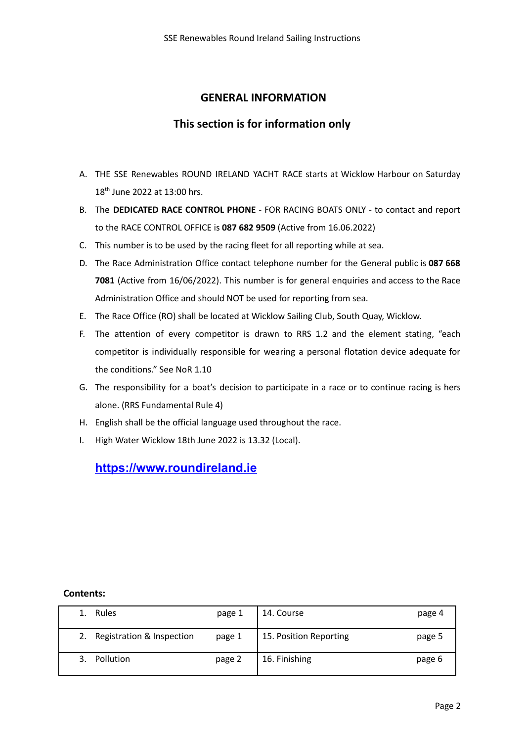# GENERAL INFORMATION

## This section is for information only

A. THE SSE Renewables ROUND IRELAND YACHT RACE starts at Wicklow Harbour on Saturday 18th June 2022 at 13:00 hrs.

B. The **DEDICATED RACE CONTROL PHONE** - FOR RACING BOATS ONLY - to contact and report to the RACE CONTROL OFFICE is **087 682 9509** (Active from 16.06.2022)

C. This number is to be used by the racing fleet for all reporting while at sea.

D. The Race Administration Office contact telephone number for the General public is **087 668 7081** (Active from 16/06/2022). This number is for general enquiries and access to the Race Administration Office and should NOT be used for reporting from sea.

E. The Race Office (RO) shall be located at Wicklow Sailing Club, South Quay, Wicklow.

F. The attention of every competitor is drawn to RRS 1.2 and the element stating, "each competitor is individually responsible for wearing a personal flotation device adequate for the conditions." See NoR 1.10

G. The responsibility for a boat's decision to participate in a race or to continue racing is hers alone. (RRS Fundamental Rule 4)

H. English shall be the official language used throughout the race.

I. High Water Wicklow 18th June 2022 is 13.32 (Local).

**https://www.roundireland.ie**

**Contents:**

| | | | |
|---|---|---|---|
| 1. Rules | page 1 | 14. Course | page 4 |
| 2. Registration & Inspection | page 1 | 15. Position Reporting | page 5 |
| 3. Pollution | page 2 | 16. Finishing | page 6 |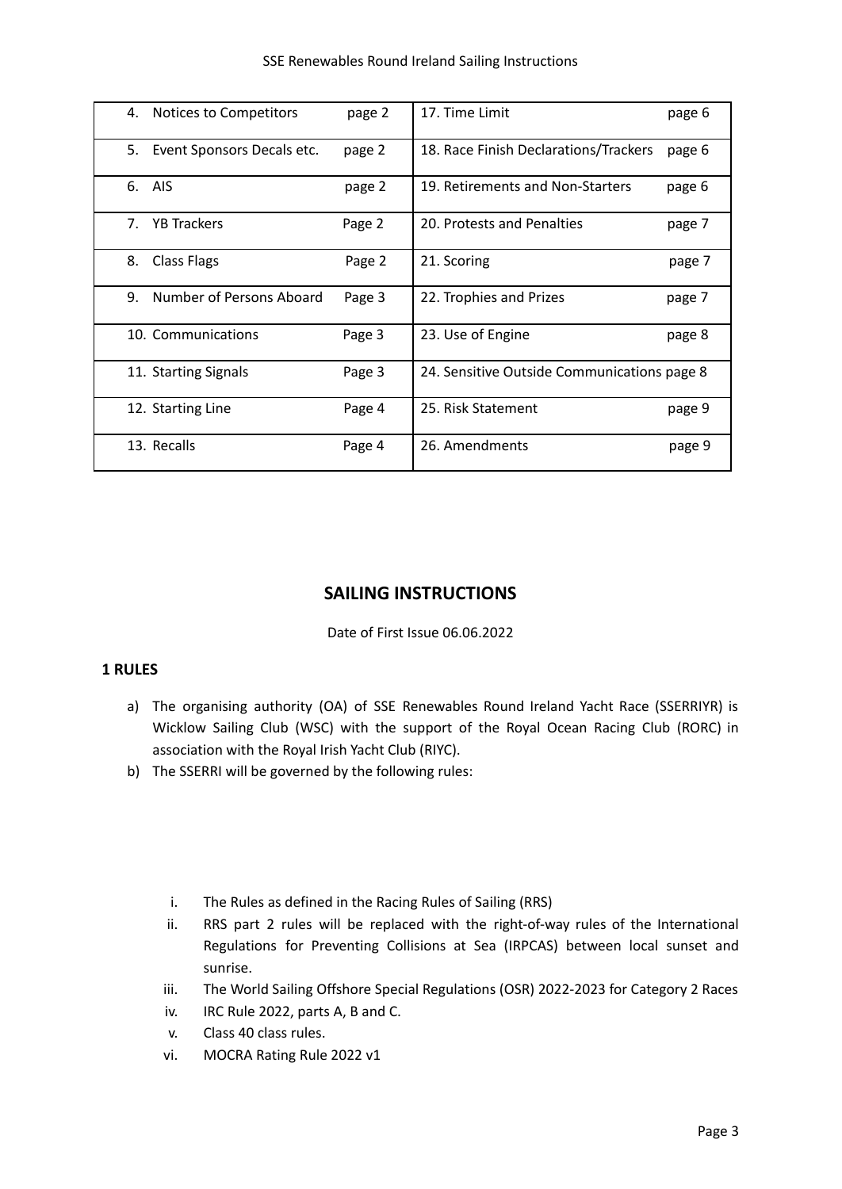| | | | |
|---|---|---|---|
| 4. Notices to Competitors | page 2 | 17. Time Limit | page 6 |
| 5. Event Sponsors Decals etc. | page 2 | 18. Race Finish Declarations/Trackers | page 6 |
| 6. AIS | page 2 | 19. Retirements and Non-Starters | page 6 |
| 7. YB Trackers | Page 2 | 20. Protests and Penalties | page 7 |
| 8. Class Flags | Page 2 | 21. Scoring | page 7 |
| 9. Number of Persons Aboard | Page 3 | 22. Trophies and Prizes | page 7 |
| 10. Communications | Page 3 | 23. Use of Engine | page 8 |
| 11. Starting Signals | Page 3 | 24. Sensitive Outside Communications | page 8 |
| 12. Starting Line | Page 4 | 25. Risk Statement | page 9 |
| 13. Recalls | Page 4 | 26. Amendments | page 9 |

## SAILING INSTRUCTIONS

Date of First Issue 06.06.2022

### 1 RULES

a) The organising authority (OA) of SSE Renewables Round Ireland Yacht Race (SSERRIYR) is Wicklow Sailing Club (WSC) with the support of the Royal Ocean Racing Club (RORC) in association with the Royal Irish Yacht Club (RIYC).

b) The SSERRI will be governed by the following rules:

   i. The Rules as defined in the Racing Rules of Sailing (RRS)
   ii. RRS part 2 rules will be replaced with the right-of-way rules of the International Regulations for Preventing Collisions at Sea (IRPCAS) between local sunset and sunrise.
   iii. The World Sailing Offshore Special Regulations (OSR) 2022-2023 for Category 2 Races
   iv. IRC Rule 2022, parts A, B and C.
   v. Class 40 class rules.
   vi. MOCRA Rating Rule 2022 v1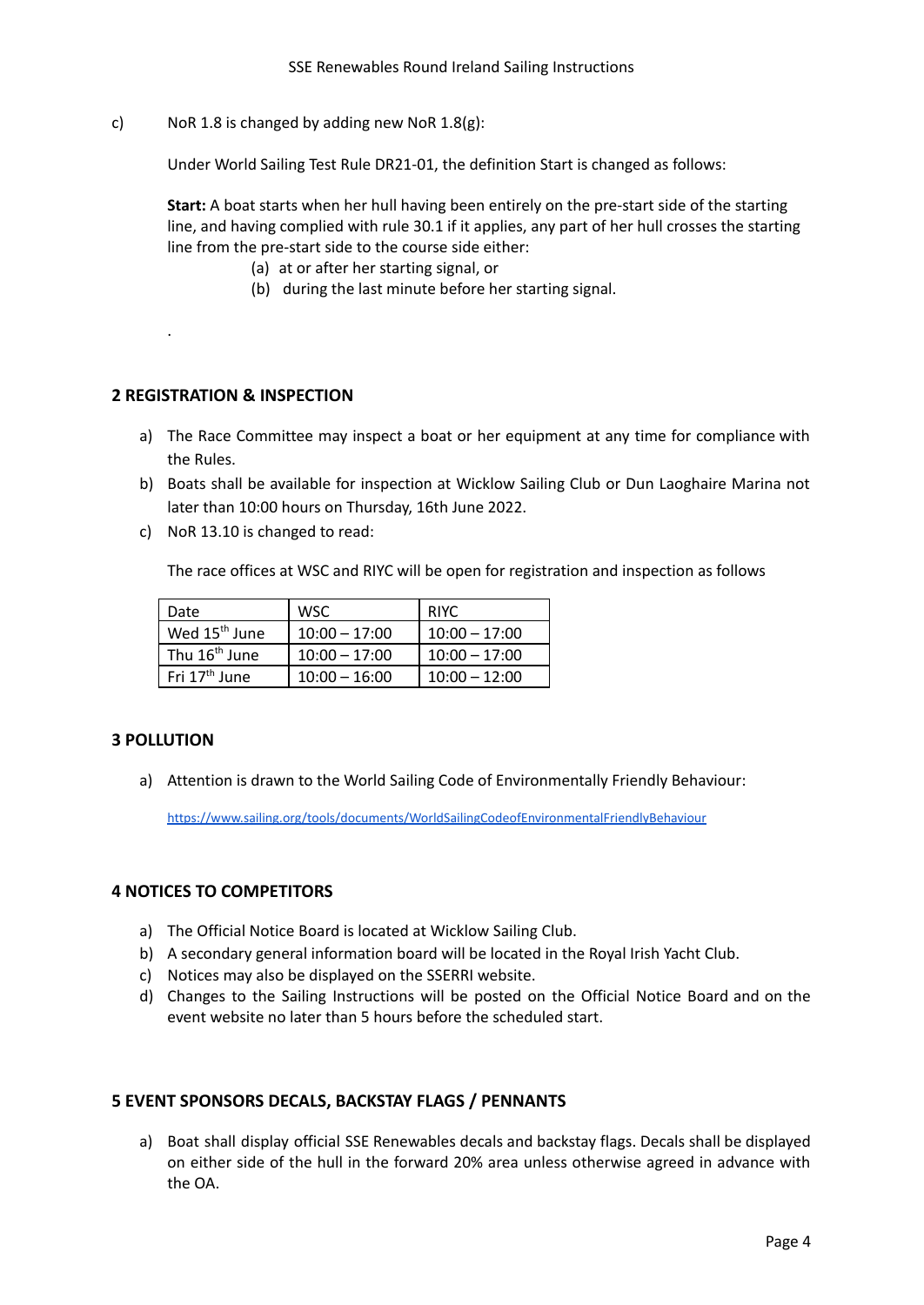c) NoR 1.8 is changed by adding new NoR 1.8(g):

Under World Sailing Test Rule DR21-01, the definition Start is changed as follows:

**Start:** A boat starts when her hull having been entirely on the pre-start side of the starting line, and having complied with rule 30.1 if it applies, any part of her hull crosses the starting line from the pre-start side to the course side either:

(a) at or after her starting signal, or
(b) during the last minute before her starting signal.

.

## 2 REGISTRATION & INSPECTION

a) The Race Committee may inspect a boat or her equipment at any time for compliance with the Rules.
b) Boats shall be available for inspection at Wicklow Sailing Club or Dun Laoghaire Marina not later than 10:00 hours on Thursday, 16th June 2022.
c) NoR 13.10 is changed to read:

The race offices at WSC and RIYC will be open for registration and inspection as follows

| Date | WSC | RIYC |
|---|---|---|
| Wed 15th June | 10:00 – 17:00 | 10:00 – 17:00 |
| Thu 16th June | 10:00 – 17:00 | 10:00 – 17:00 |
| Fri 17th June | 10:00 – 16:00 | 10:00 – 12:00 |

## 3 POLLUTION

a) Attention is drawn to the World Sailing Code of Environmentally Friendly Behaviour:

https://www.sailing.org/tools/documents/WorldSailingCodeofEnvironmentalFriendlyBehaviour

## 4 NOTICES TO COMPETITORS

a) The Official Notice Board is located at Wicklow Sailing Club.
b) A secondary general information board will be located in the Royal Irish Yacht Club.
c) Notices may also be displayed on the SSERRI website.
d) Changes to the Sailing Instructions will be posted on the Official Notice Board and on the event website no later than 5 hours before the scheduled start.

## 5 EVENT SPONSORS DECALS, BACKSTAY FLAGS / PENNANTS

a) Boat shall display official SSE Renewables decals and backstay flags. Decals shall be displayed on either side of the hull in the forward 20% area unless otherwise agreed in advance with the OA.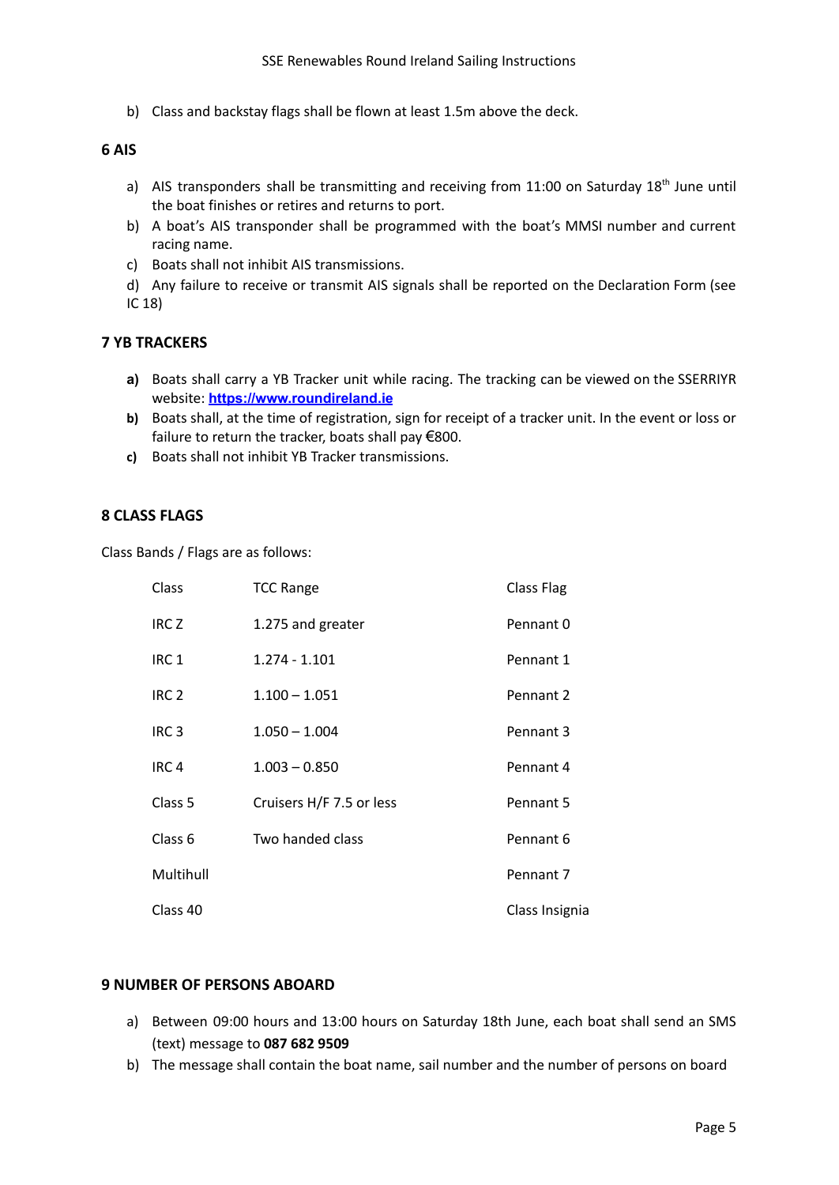b) Class and backstay flags shall be flown at least 1.5m above the deck.

## 6 AIS

a) AIS transponders shall be transmitting and receiving from 11:00 on Saturday 18th June until the boat finishes or retires and returns to port.

b) A boat's AIS transponder shall be programmed with the boat's MMSI number and current racing name.

c) Boats shall not inhibit AIS transmissions.

d) Any failure to receive or transmit AIS signals shall be reported on the Declaration Form (see IC 18)

## 7 YB TRACKERS

**a)** Boats shall carry a YB Tracker unit while racing. The tracking can be viewed on the SSERRIYR website: **https://www.roundireland.ie**

**b)** Boats shall, at the time of registration, sign for receipt of a tracker unit. In the event or loss or failure to return the tracker, boats shall pay €800.

**c)** Boats shall not inhibit YB Tracker transmissions.

## 8 CLASS FLAGS

Class Bands / Flags are as follows:

| Class | TCC Range | Class Flag |
|---|---|---|
| IRC Z | 1.275 and greater | Pennant 0 |
| IRC 1 | 1.274 - 1.101 | Pennant 1 |
| IRC 2 | 1.100 – 1.051 | Pennant 2 |
| IRC 3 | 1.050 – 1.004 | Pennant 3 |
| IRC 4 | 1.003 – 0.850 | Pennant 4 |
| Class 5 | Cruisers H/F 7.5 or less | Pennant 5 |
| Class 6 | Two handed class | Pennant 6 |
| Multihull | | Pennant 7 |
| Class 40 | | Class Insignia |

## 9 NUMBER OF PERSONS ABOARD

a) Between 09:00 hours and 13:00 hours on Saturday 18th June, each boat shall send an SMS (text) message to **087 682 9509**

b) The message shall contain the boat name, sail number and the number of persons on board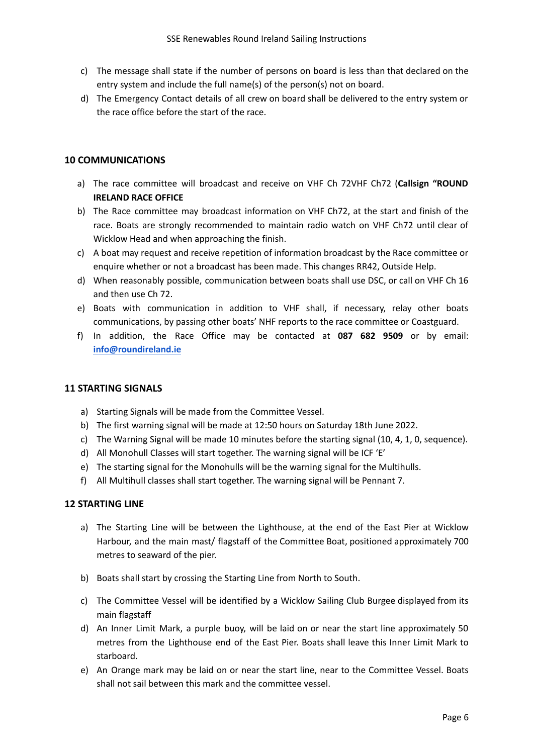c) The message shall state if the number of persons on board is less than that declared on the entry system and include the full name(s) of the person(s) not on board.

d) The Emergency Contact details of all crew on board shall be delivered to the entry system or the race office before the start of the race.

## 10 COMMUNICATIONS

a) The race committee will broadcast and receive on VHF Ch 72VHF Ch72 (**Callsign "ROUND IRELAND RACE OFFICE**

b) The Race committee may broadcast information on VHF Ch72, at the start and finish of the race. Boats are strongly recommended to maintain radio watch on VHF Ch72 until clear of Wicklow Head and when approaching the finish.

c) A boat may request and receive repetition of information broadcast by the Race committee or enquire whether or not a broadcast has been made. This changes RR42, Outside Help.

d) When reasonably possible, communication between boats shall use DSC, or call on VHF Ch 16 and then use Ch 72.

e) Boats with communication in addition to VHF shall, if necessary, relay other boats communications, by passing other boats' NHF reports to the race committee or Coastguard.

f) In addition, the Race Office may be contacted at **087 682 9509** or by email: **info@roundireland.ie**

## 11 STARTING SIGNALS

a) Starting Signals will be made from the Committee Vessel.

b) The first warning signal will be made at 12:50 hours on Saturday 18th June 2022.

c) The Warning Signal will be made 10 minutes before the starting signal (10, 4, 1, 0, sequence).

d) All Monohull Classes will start together. The warning signal will be ICF 'E'

e) The starting signal for the Monohulls will be the warning signal for the Multihulls.

f) All Multihull classes shall start together. The warning signal will be Pennant 7.

## 12 STARTING LINE

a) The Starting Line will be between the Lighthouse, at the end of the East Pier at Wicklow Harbour, and the main mast/ flagstaff of the Committee Boat, positioned approximately 700 metres to seaward of the pier.

b) Boats shall start by crossing the Starting Line from North to South.

c) The Committee Vessel will be identified by a Wicklow Sailing Club Burgee displayed from its main flagstaff

d) An Inner Limit Mark, a purple buoy, will be laid on or near the start line approximately 50 metres from the Lighthouse end of the East Pier. Boats shall leave this Inner Limit Mark to starboard.

e) An Orange mark may be laid on or near the start line, near to the Committee Vessel. Boats shall not sail between this mark and the committee vessel.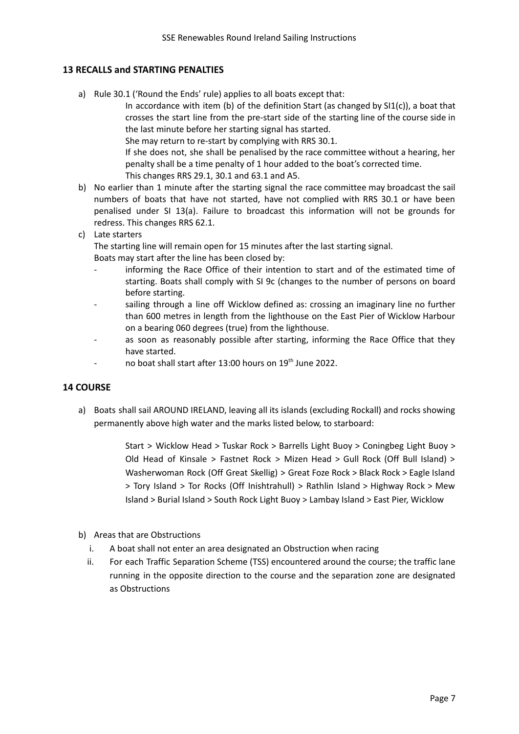## 13 RECALLS and STARTING PENALTIES

a) Rule 30.1 ('Round the Ends' rule) applies to all boats except that:

   In accordance with item (b) of the definition Start (as changed by SI1(c)), a boat that crosses the start line from the pre-start side of the starting line of the course side in the last minute before her starting signal has started.

   She may return to re-start by complying with RRS 30.1.

   If she does not, she shall be penalised by the race committee without a hearing, her penalty shall be a time penalty of 1 hour added to the boat's corrected time.

   This changes RRS 29.1, 30.1 and 63.1 and A5.

b) No earlier than 1 minute after the starting signal the race committee may broadcast the sail numbers of boats that have not started, have not complied with RRS 30.1 or have been penalised under SI 13(a). Failure to broadcast this information will not be grounds for redress. This changes RRS 62.1.

c) Late starters

   The starting line will remain open for 15 minutes after the last starting signal.

   Boats may start after the line has been closed by:

   - informing the Race Office of their intention to start and of the estimated time of starting. Boats shall comply with SI 9c (changes to the number of persons on board before starting.
   - sailing through a line off Wicklow defined as: crossing an imaginary line no further than 600 metres in length from the lighthouse on the East Pier of Wicklow Harbour on a bearing 060 degrees (true) from the lighthouse.
   - as soon as reasonably possible after starting, informing the Race Office that they have started.
   - no boat shall start after 13:00 hours on 19th June 2022.

## 14 COURSE

a) Boats shall sail AROUND IRELAND, leaving all its islands (excluding Rockall) and rocks showing permanently above high water and the marks listed below, to starboard:

   Start > Wicklow Head > Tuskar Rock > Barrells Light Buoy > Coningbeg Light Buoy > Old Head of Kinsale > Fastnet Rock > Mizen Head > Gull Rock (Off Bull Island) > Washerwoman Rock (Off Great Skellig) > Great Foze Rock > Black Rock > Eagle Island > Tory Island > Tor Rocks (Off Inishtrahull) > Rathlin Island > Highway Rock > Mew Island > Burial Island > South Rock Light Buoy > Lambay Island > East Pier, Wicklow

b) Areas that are Obstructions

   i. A boat shall not enter an area designated an Obstruction when racing
   ii. For each Traffic Separation Scheme (TSS) encountered around the course; the traffic lane running in the opposite direction to the course and the separation zone are designated as Obstructions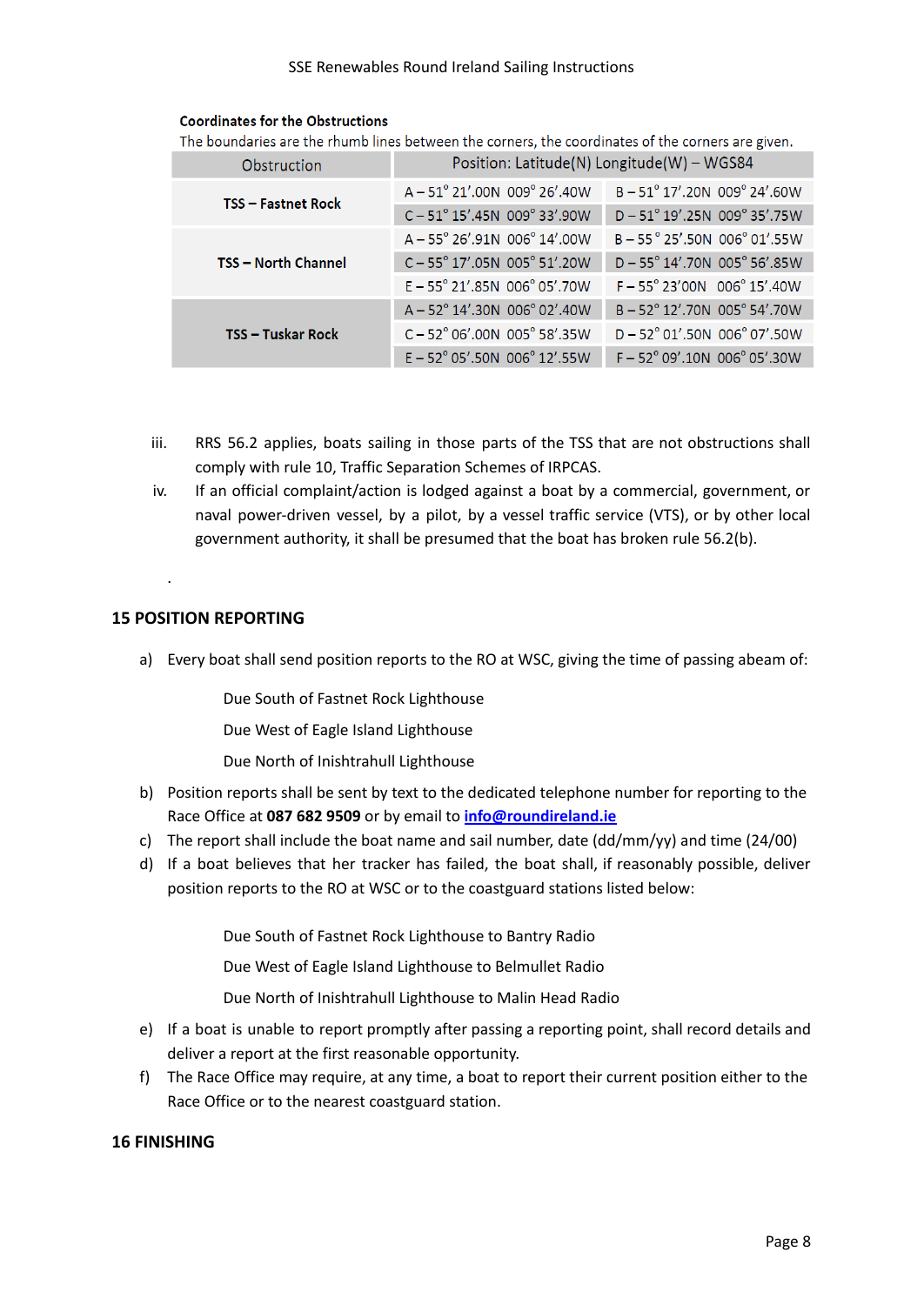**Coordinates for the Obstructions**

The boundaries are the rhumb lines between the corners, the coordinates of the corners are given.

| Obstruction | Position: Latitude(N) Longitude(W) – WGS84 | |
|---|---|---|
| **TSS – Fastnet Rock** | A – 51° 21'.00N 009° 26'.40W | B – 51° 17'.20N 009° 24'.60W |
| | C – 51° 15'.45N 009° 33'.90W | D – 51° 19'.25N 009° 35'.75W |
| **TSS – North Channel** | A – 55° 26'.91N 006° 14'.00W | B – 55 ° 25'.50N 006° 01'.55W |
| | C – 55° 17'.05N 005° 51'.20W | D – 55° 14'.70N 005° 56'.85W |
| | E – 55° 21'.85N 006° 05'.70W | F – 55° 23'00N 006° 15'.40W |
| **TSS – Tuskar Rock** | A – 52° 14'.30N 006° 02'.40W | B – 52° 12'.70N 005° 54'.70W |
| | C – 52° 06'.00N 005° 58'.35W | D – 52° 01'.50N 006° 07'.50W |
| | E – 52° 05'.50N 006° 12'.55W | F – 52° 09'.10N 006° 05'.30W |

iii. RRS 56.2 applies, boats sailing in those parts of the TSS that are not obstructions shall comply with rule 10, Traffic Separation Schemes of IRPCAS.

iv. If an official complaint/action is lodged against a boat by a commercial, government, or naval power-driven vessel, by a pilot, by a vessel traffic service (VTS), or by other local government authority, it shall be presumed that the boat has broken rule 56.2(b).

.

## 15 POSITION REPORTING

a) Every boat shall send position reports to the RO at WSC, giving the time of passing abeam of:

   Due South of Fastnet Rock Lighthouse

   Due West of Eagle Island Lighthouse

   Due North of Inishtrahull Lighthouse

b) Position reports shall be sent by text to the dedicated telephone number for reporting to the Race Office at **087 682 9509** or by email to **info@roundireland.ie**

c) The report shall include the boat name and sail number, date (dd/mm/yy) and time (24/00)

d) If a boat believes that her tracker has failed, the boat shall, if reasonably possible, deliver position reports to the RO at WSC or to the coastguard stations listed below:

   Due South of Fastnet Rock Lighthouse to Bantry Radio

   Due West of Eagle Island Lighthouse to Belmullet Radio

   Due North of Inishtrahull Lighthouse to Malin Head Radio

e) If a boat is unable to report promptly after passing a reporting point, shall record details and deliver a report at the first reasonable opportunity.

f) The Race Office may require, at any time, a boat to report their current position either to the Race Office or to the nearest coastguard station.

## 16 FINISHING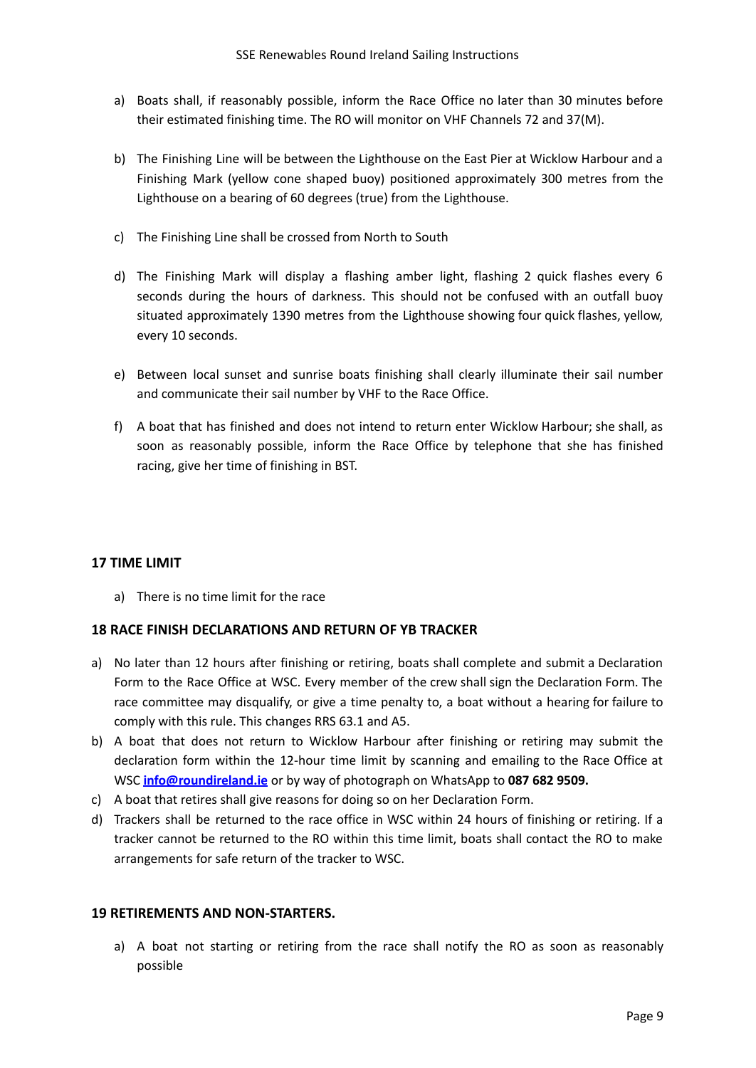a) Boats shall, if reasonably possible, inform the Race Office no later than 30 minutes before their estimated finishing time. The RO will monitor on VHF Channels 72 and 37(M).

b) The Finishing Line will be between the Lighthouse on the East Pier at Wicklow Harbour and a Finishing Mark (yellow cone shaped buoy) positioned approximately 300 metres from the Lighthouse on a bearing of 60 degrees (true) from the Lighthouse.

c) The Finishing Line shall be crossed from North to South

d) The Finishing Mark will display a flashing amber light, flashing 2 quick flashes every 6 seconds during the hours of darkness. This should not be confused with an outfall buoy situated approximately 1390 metres from the Lighthouse showing four quick flashes, yellow, every 10 seconds.

e) Between local sunset and sunrise boats finishing shall clearly illuminate their sail number and communicate their sail number by VHF to the Race Office.

f) A boat that has finished and does not intend to return enter Wicklow Harbour; she shall, as soon as reasonably possible, inform the Race Office by telephone that she has finished racing, give her time of finishing in BST.

## 17 TIME LIMIT

a) There is no time limit for the race

## 18 RACE FINISH DECLARATIONS AND RETURN OF YB TRACKER

a) No later than 12 hours after finishing or retiring, boats shall complete and submit a Declaration Form to the Race Office at WSC. Every member of the crew shall sign the Declaration Form. The race committee may disqualify, or give a time penalty to, a boat without a hearing for failure to comply with this rule. This changes RRS 63.1 and A5.

b) A boat that does not return to Wicklow Harbour after finishing or retiring may submit the declaration form within the 12-hour time limit by scanning and emailing to the Race Office at WSC **info@roundireland.ie** or by way of photograph on WhatsApp to **087 682 9509.**

c) A boat that retires shall give reasons for doing so on her Declaration Form.

d) Trackers shall be returned to the race office in WSC within 24 hours of finishing or retiring. If a tracker cannot be returned to the RO within this time limit, boats shall contact the RO to make arrangements for safe return of the tracker to WSC.

## 19 RETIREMENTS AND NON-STARTERS.

a) A boat not starting or retiring from the race shall notify the RO as soon as reasonably possible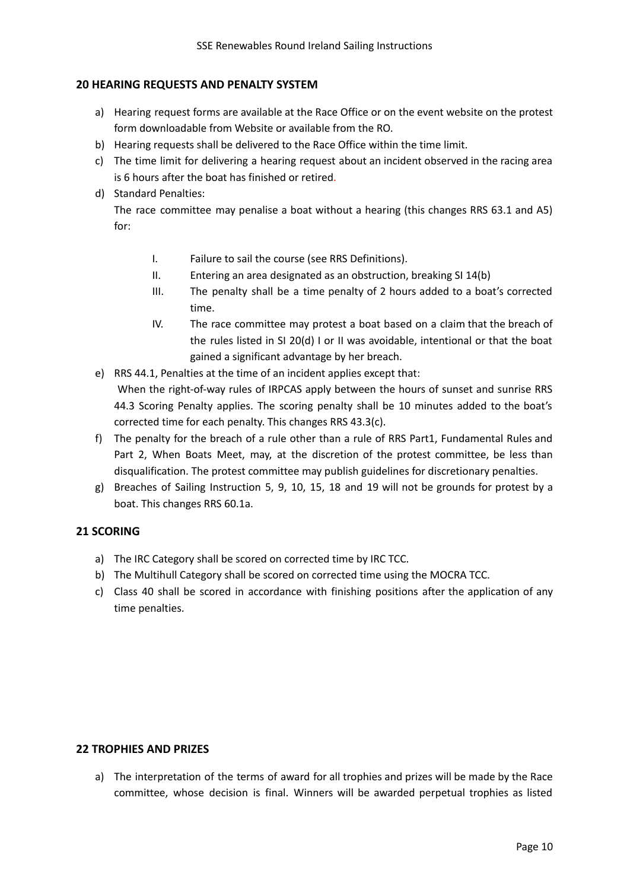## 20 HEARING REQUESTS AND PENALTY SYSTEM

a) Hearing request forms are available at the Race Office or on the event website on the protest form downloadable from Website or available from the RO.

b) Hearing requests shall be delivered to the Race Office within the time limit.

c) The time limit for delivering a hearing request about an incident observed in the racing area is 6 hours after the boat has finished or retired.

d) Standard Penalties:
The race committee may penalise a boat without a hearing (this changes RRS 63.1 and A5) for:

    I. Failure to sail the course (see RRS Definitions).
    II. Entering an area designated as an obstruction, breaking SI 14(b)
    III. The penalty shall be a time penalty of 2 hours added to a boat's corrected time.
    IV. The race committee may protest a boat based on a claim that the breach of the rules listed in SI 20(d) I or II was avoidable, intentional or that the boat gained a significant advantage by her breach.

e) RRS 44.1, Penalties at the time of an incident applies except that:
When the right-of-way rules of IRPCAS apply between the hours of sunset and sunrise RRS 44.3 Scoring Penalty applies. The scoring penalty shall be 10 minutes added to the boat's corrected time for each penalty. This changes RRS 43.3(c).

f) The penalty for the breach of a rule other than a rule of RRS Part1, Fundamental Rules and Part 2, When Boats Meet, may, at the discretion of the protest committee, be less than disqualification. The protest committee may publish guidelines for discretionary penalties.

g) Breaches of Sailing Instruction 5, 9, 10, 15, 18 and 19 will not be grounds for protest by a boat. This changes RRS 60.1a.

## 21 SCORING

a) The IRC Category shall be scored on corrected time by IRC TCC.

b) The Multihull Category shall be scored on corrected time using the MOCRA TCC.

c) Class 40 shall be scored in accordance with finishing positions after the application of any time penalties.

## 22 TROPHIES AND PRIZES

a) The interpretation of the terms of award for all trophies and prizes will be made by the Race committee, whose decision is final. Winners will be awarded perpetual trophies as listed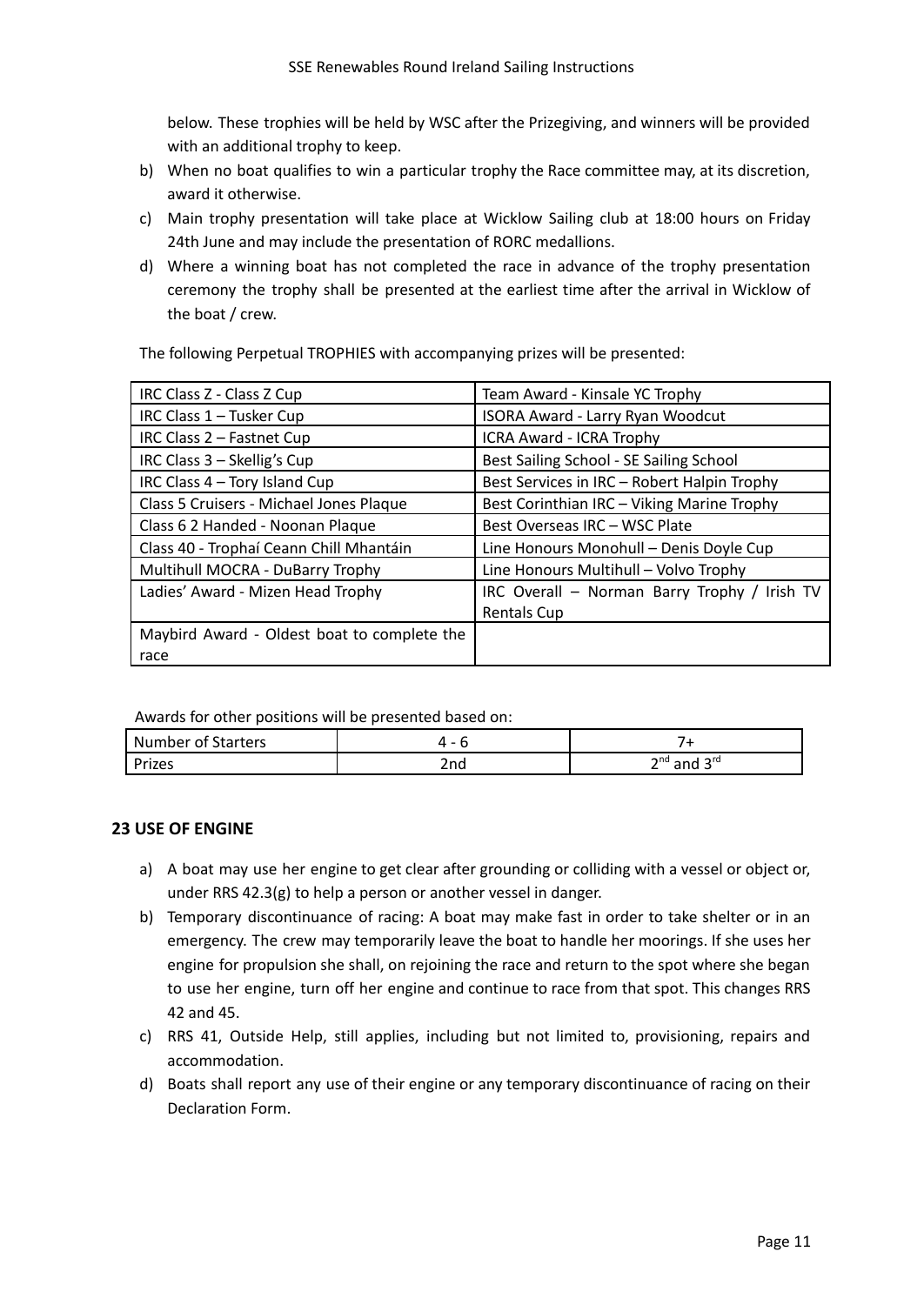below. These trophies will be held by WSC after the Prizegiving, and winners will be provided with an additional trophy to keep.

b) When no boat qualifies to win a particular trophy the Race committee may, at its discretion, award it otherwise.

c) Main trophy presentation will take place at Wicklow Sailing club at 18:00 hours on Friday 24th June and may include the presentation of RORC medallions.

d) Where a winning boat has not completed the race in advance of the trophy presentation ceremony the trophy shall be presented at the earliest time after the arrival in Wicklow of the boat / crew.

The following Perpetual TROPHIES with accompanying prizes will be presented:

| | |
|---|---|
| IRC Class Z - Class Z Cup | Team Award - Kinsale YC Trophy |
| IRC Class 1 – Tusker Cup | ISORA Award - Larry Ryan Woodcut |
| IRC Class 2 – Fastnet Cup | ICRA Award - ICRA Trophy |
| IRC Class 3 – Skellig's Cup | Best Sailing School - SE Sailing School |
| IRC Class 4 – Tory Island Cup | Best Services in IRC – Robert Halpin Trophy |
| Class 5 Cruisers - Michael Jones Plaque | Best Corinthian IRC – Viking Marine Trophy |
| Class 6 2 Handed - Noonan Plaque | Best Overseas IRC – WSC Plate |
| Class 40 - Trophaí Ceann Chill Mhantáin | Line Honours Monohull – Denis Doyle Cup |
| Multihull MOCRA - DuBarry Trophy | Line Honours Multihull – Volvo Trophy |
| Ladies' Award - Mizen Head Trophy | IRC Overall – Norman Barry Trophy / Irish TV Rentals Cup |
| Maybird Award - Oldest boat to complete the race | |

Awards for other positions will be presented based on:

| Number of Starters | 4 - 6 | 7+ |
|---|---|---|
| Prizes | 2nd | 2nd and 3rd |

## 23 USE OF ENGINE

a) A boat may use her engine to get clear after grounding or colliding with a vessel or object or, under RRS 42.3(g) to help a person or another vessel in danger.

b) Temporary discontinuance of racing: A boat may make fast in order to take shelter or in an emergency. The crew may temporarily leave the boat to handle her moorings. If she uses her engine for propulsion she shall, on rejoining the race and return to the spot where she began to use her engine, turn off her engine and continue to race from that spot. This changes RRS 42 and 45.

c) RRS 41, Outside Help, still applies, including but not limited to, provisioning, repairs and accommodation.

d) Boats shall report any use of their engine or any temporary discontinuance of racing on their Declaration Form.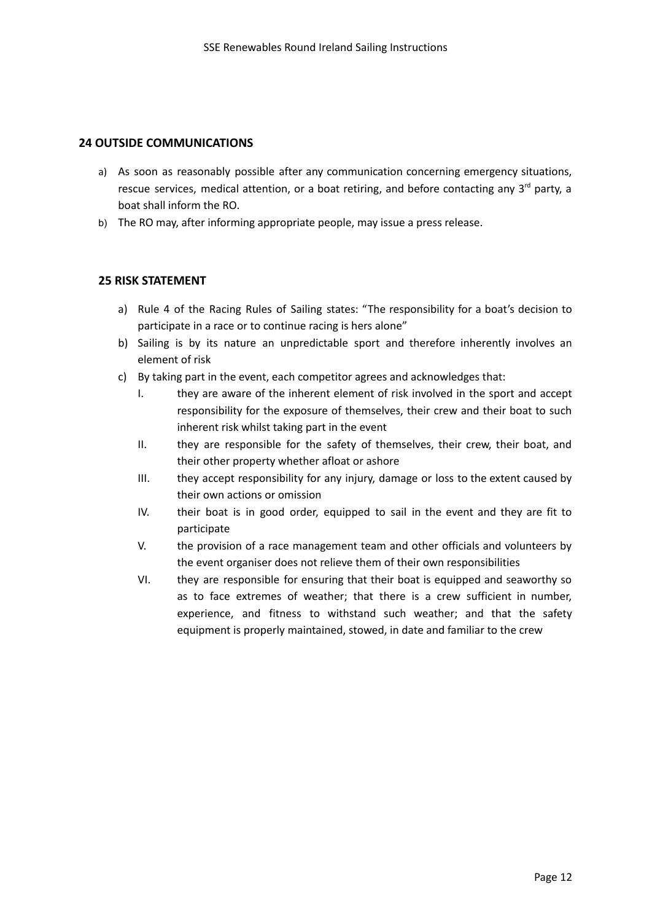## 24 OUTSIDE COMMUNICATIONS

a) As soon as reasonably possible after any communication concerning emergency situations, rescue services, medical attention, or a boat retiring, and before contacting any 3rd party, a boat shall inform the RO.

b) The RO may, after informing appropriate people, may issue a press release.

## 25 RISK STATEMENT

a) Rule 4 of the Racing Rules of Sailing states: "The responsibility for a boat's decision to participate in a race or to continue racing is hers alone"

b) Sailing is by its nature an unpredictable sport and therefore inherently involves an element of risk

c) By taking part in the event, each competitor agrees and acknowledges that:

   I. they are aware of the inherent element of risk involved in the sport and accept responsibility for the exposure of themselves, their crew and their boat to such inherent risk whilst taking part in the event

   II. they are responsible for the safety of themselves, their crew, their boat, and their other property whether afloat or ashore

   III. they accept responsibility for any injury, damage or loss to the extent caused by their own actions or omission

   IV. their boat is in good order, equipped to sail in the event and they are fit to participate

   V. the provision of a race management team and other officials and volunteers by the event organiser does not relieve them of their own responsibilities

   VI. they are responsible for ensuring that their boat is equipped and seaworthy so as to face extremes of weather; that there is a crew sufficient in number, experience, and fitness to withstand such weather; and that the safety equipment is properly maintained, stowed, in date and familiar to the crew